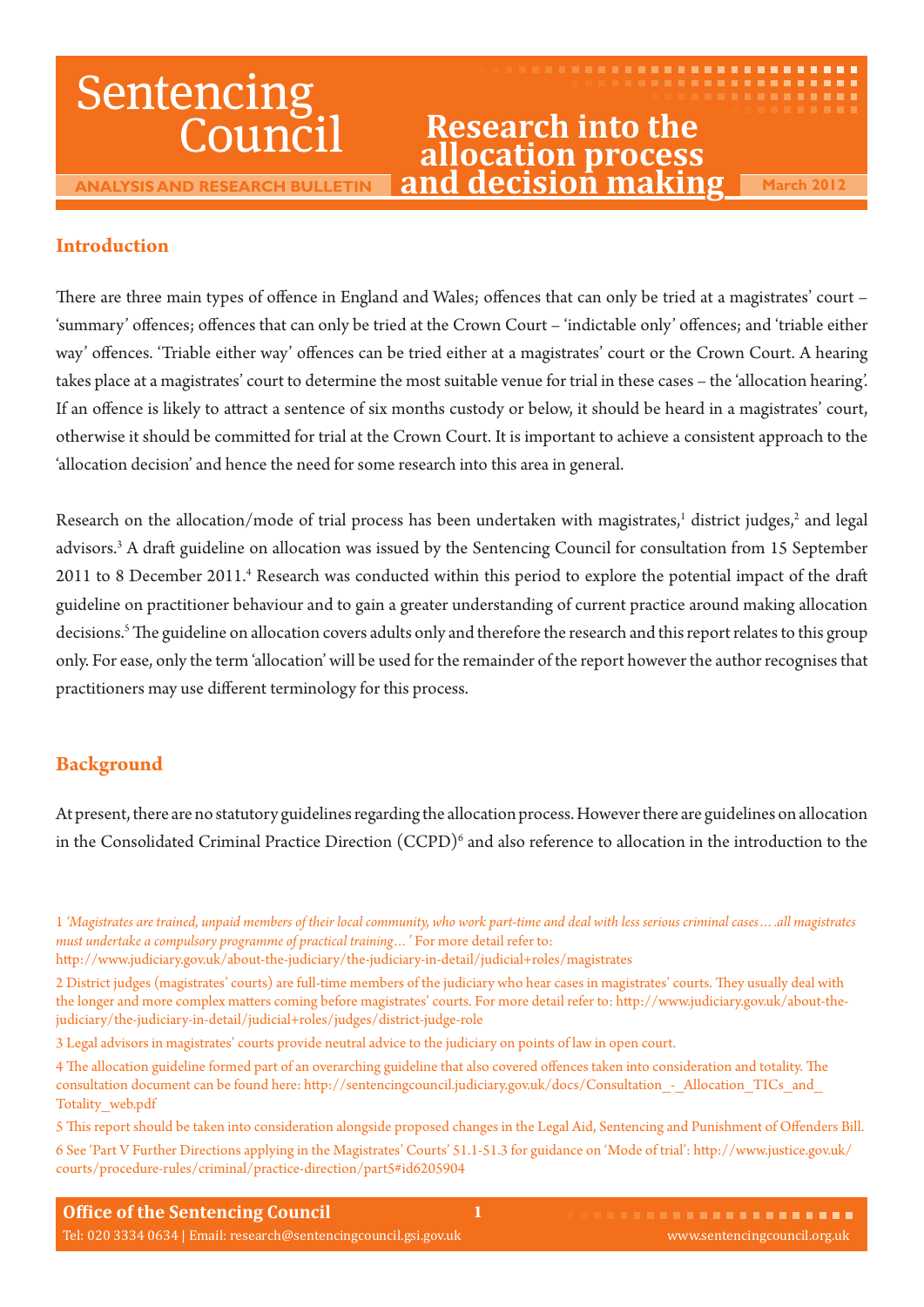# Sentencing Council

ANALYSIS AND RESEARCH BULLETIN

# Research into the allocation process and decision making

March 2012

## Introduction

There are three main types of offence in England and Wales; offences that can only be tried at a magistrates' court – 'summary' offences; offences that can only be tried at the Crown Court – 'indictable only' offences; and 'triable either way' offences. 'Triable either way' offences can be tried either at a magistrates' court or the Crown Court. A hearing takes place at a magistrates' court to determine the most suitable venue for trial in these cases – the 'allocation hearing'. If an offence is likely to attract a sentence of six months custody or below, it should be heard in a magistrates' court, otherwise it should be committed for trial at the Crown Court. It is important to achieve a consistent approach to the 'allocation decision' and hence the need for some research into this area in general.

Research on the allocation/mode of trial process has been undertaken with magistrates,[1] district judges,[2] and legal advisors.[3] A draft guideline on allocation was issued by the Sentencing Council for consultation from 15 September 2011 to 8 December 2011.[4] Research was conducted within this period to explore the potential impact of the draft guideline on practitioner behaviour and to gain a greater understanding of current practice around making allocation decisions.[5] The guideline on allocation covers adults only and therefore the research and this report relates to this group only. For ease, only the term 'allocation' will be used for the remainder of the report however the author recognises that practitioners may use different terminology for this process.

## Background

At present, there are no statutory guidelines regarding the allocation process. However there are guidelines on allocation in the Consolidated Criminal Practice Direction (CCPD)[6] and also reference to allocation in the introduction to the

1 *'Magistrates are trained, unpaid members of their local community, who work part-time and deal with less serious criminal cases….all magistrates must undertake a compulsory programme of practical training… '* For more detail refer to: http://www.judiciary.gov.uk/about-the-judiciary/the-judiciary-in-detail/judicial+roles/magistrates

2 District judges (magistrates' courts) are full-time members of the judiciary who hear cases in magistrates' courts. They usually deal with the longer and more complex matters coming before magistrates' courts. For more detail refer to: http://www.judiciary.gov.uk/about-the-judiciary/the-judiciary-in-detail/judicial+roles/judges/district-judge-role

3 Legal advisors in magistrates' courts provide neutral advice to the judiciary on points of law in open court.

4 The allocation guideline formed part of an overarching guideline that also covered offences taken into consideration and totality. The consultation document can be found here: http://sentencingcouncil.judiciary.gov.uk/docs/Consultation_-_Allocation_TICs_and_Totality_web.pdf

5 This report should be taken into consideration alongside proposed changes in the Legal Aid, Sentencing and Punishment of Offenders Bill.

6 See 'Part V Further Directions applying in the Magistrates' Courts' 51.1-51.3 for guidance on 'Mode of trial': http://www.justice.gov.uk/courts/procedure-rules/criminal/practice-direction/part5#id6205904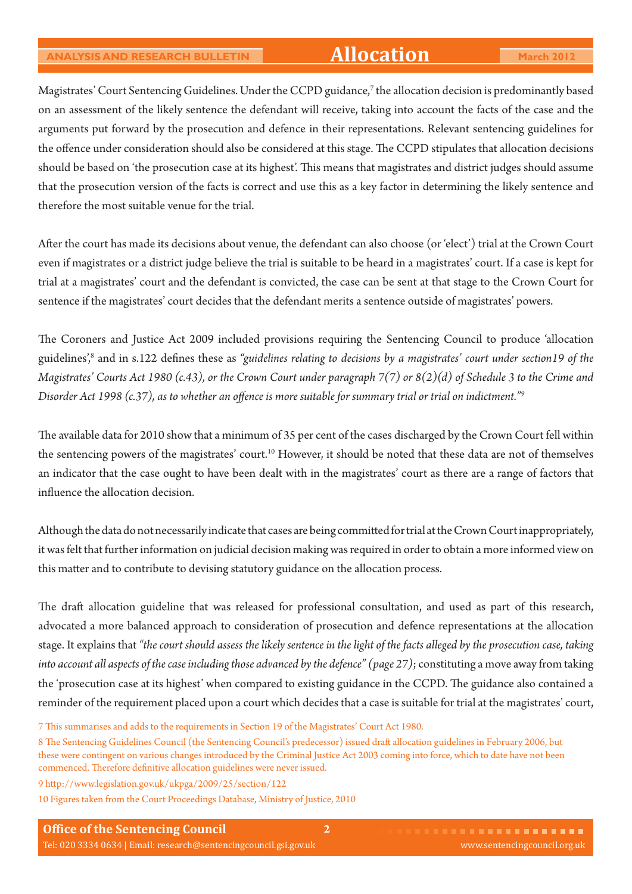Magistrates' Court Sentencing Guidelines. Under the CCPD guidance,[7] the allocation decision is predominantly based on an assessment of the likely sentence the defendant will receive, taking into account the facts of the case and the arguments put forward by the prosecution and defence in their representations. Relevant sentencing guidelines for the offence under consideration should also be considered at this stage. The CCPD stipulates that allocation decisions should be based on 'the prosecution case at its highest'. This means that magistrates and district judges should assume that the prosecution version of the facts is correct and use this as a key factor in determining the likely sentence and therefore the most suitable venue for the trial.

After the court has made its decisions about venue, the defendant can also choose (or 'elect') trial at the Crown Court even if magistrates or a district judge believe the trial is suitable to be heard in a magistrates' court. If a case is kept for trial at a magistrates' court and the defendant is convicted, the case can be sent at that stage to the Crown Court for sentence if the magistrates' court decides that the defendant merits a sentence outside of magistrates' powers.

The Coroners and Justice Act 2009 included provisions requiring the Sentencing Council to produce 'allocation guidelines',[8] and in s.122 defines these as *"guidelines relating to decisions by a magistrates' court under section19 of the Magistrates' Courts Act 1980 (c.43), or the Crown Court under paragraph 7(7) or 8(2)(d) of Schedule 3 to the Crime and Disorder Act 1998 (c.37), as to whether an offence is more suitable for summary trial or trial on indictment."*[9]

The available data for 2010 show that a minimum of 35 per cent of the cases discharged by the Crown Court fell within the sentencing powers of the magistrates' court.[10] However, it should be noted that these data are not of themselves an indicator that the case ought to have been dealt with in the magistrates' court as there are a range of factors that influence the allocation decision.

Although the data do not necessarily indicate that cases are being committed for trial at the Crown Court inappropriately, it was felt that further information on judicial decision making was required in order to obtain a more informed view on this matter and to contribute to devising statutory guidance on the allocation process.

The draft allocation guideline that was released for professional consultation, and used as part of this research, advocated a more balanced approach to consideration of prosecution and defence representations at the allocation stage. It explains that *"the court should assess the likely sentence in the light of the facts alleged by the prosecution case, taking into account all aspects of the case including those advanced by the defence" (page 27)*; constituting a move away from taking the 'prosecution case at its highest' when compared to existing guidance in the CCPD. The guidance also contained a reminder of the requirement placed upon a court which decides that a case is suitable for trial at the magistrates' court,

7 This summarises and adds to the requirements in Section 19 of the Magistrates' Court Act 1980.

8 The Sentencing Guidelines Council (the Sentencing Council's predecessor) issued draft allocation guidelines in February 2006, but these were contingent on various changes introduced by the Criminal Justice Act 2003 coming into force, which to date have not been commenced. Therefore definitive allocation guidelines were never issued.

9 http://www.legislation.gov.uk/ukpga/2009/25/section/122

10 Figures taken from the Court Proceedings Database, Ministry of Justice, 2010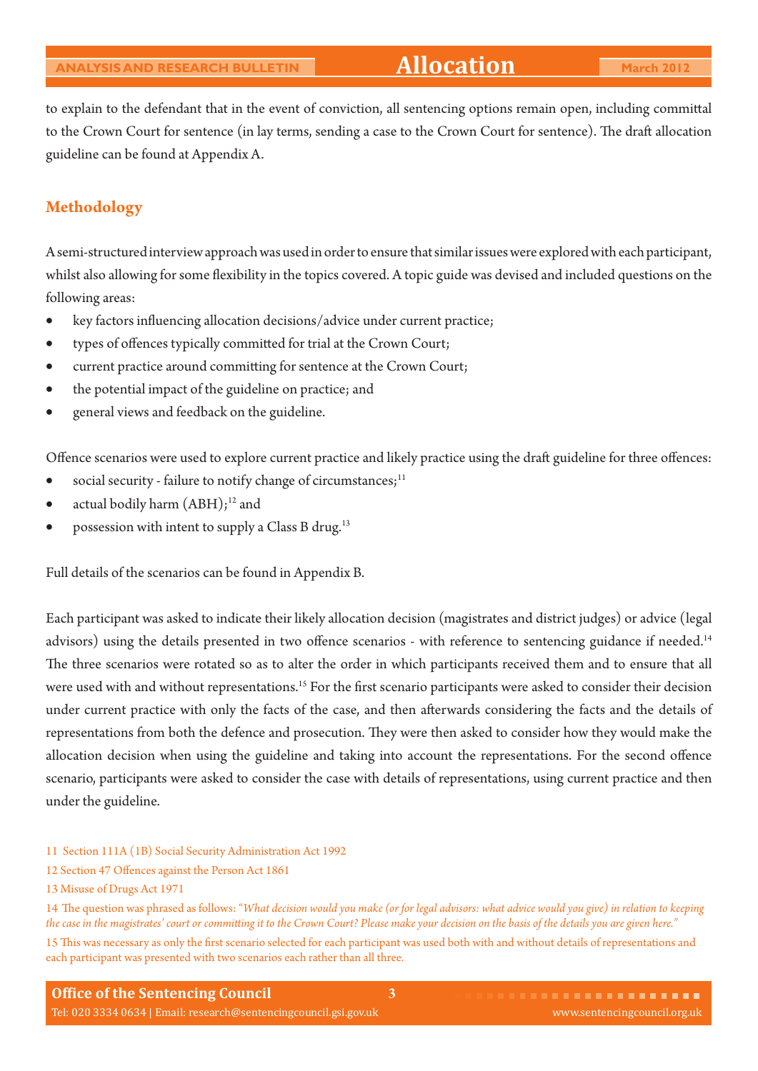to explain to the defendant that in the event of conviction, all sentencing options remain open, including committal to the Crown Court for sentence (in lay terms, sending a case to the Crown Court for sentence). The draft allocation guideline can be found at Appendix A.

## Methodology

A semi-structured interview approach was used in order to ensure that similar issues were explored with each participant, whilst also allowing for some flexibility in the topics covered. A topic guide was devised and included questions on the following areas:

- key factors influencing allocation decisions/advice under current practice;
- types of offences typically committed for trial at the Crown Court;
- current practice around committing for sentence at the Crown Court;
- the potential impact of the guideline on practice; and
- general views and feedback on the guideline.

Offence scenarios were used to explore current practice and likely practice using the draft guideline for three offences:

- social security - failure to notify change of circumstances;[11]
- actual bodily harm (ABH);[12] and
- possession with intent to supply a Class B drug.[13]

Full details of the scenarios can be found in Appendix B.

Each participant was asked to indicate their likely allocation decision (magistrates and district judges) or advice (legal advisors) using the details presented in two offence scenarios - with reference to sentencing guidance if needed.[14] The three scenarios were rotated so as to alter the order in which participants received them and to ensure that all were used with and without representations.[15] For the first scenario participants were asked to consider their decision under current practice with only the facts of the case, and then afterwards considering the facts and the details of representations from both the defence and prosecution. They were then asked to consider how they would make the allocation decision when using the guideline and taking into account the representations. For the second offence scenario, participants were asked to consider the case with details of representations, using current practice and then under the guideline.

11 Section 111A (1B) Social Security Administration Act 1992

12 Section 47 Offences against the Person Act 1861

13 Misuse of Drugs Act 1971

14 The question was phrased as follows: *"What decision would you make (or for legal advisors: what advice would you give) in relation to keeping the case in the magistrates' court or committing it to the Crown Court? Please make your decision on the basis of the details you are given here."*

15 This was necessary as only the first scenario selected for each participant was used both with and without details of representations and each participant was presented with two scenarios each rather than all three.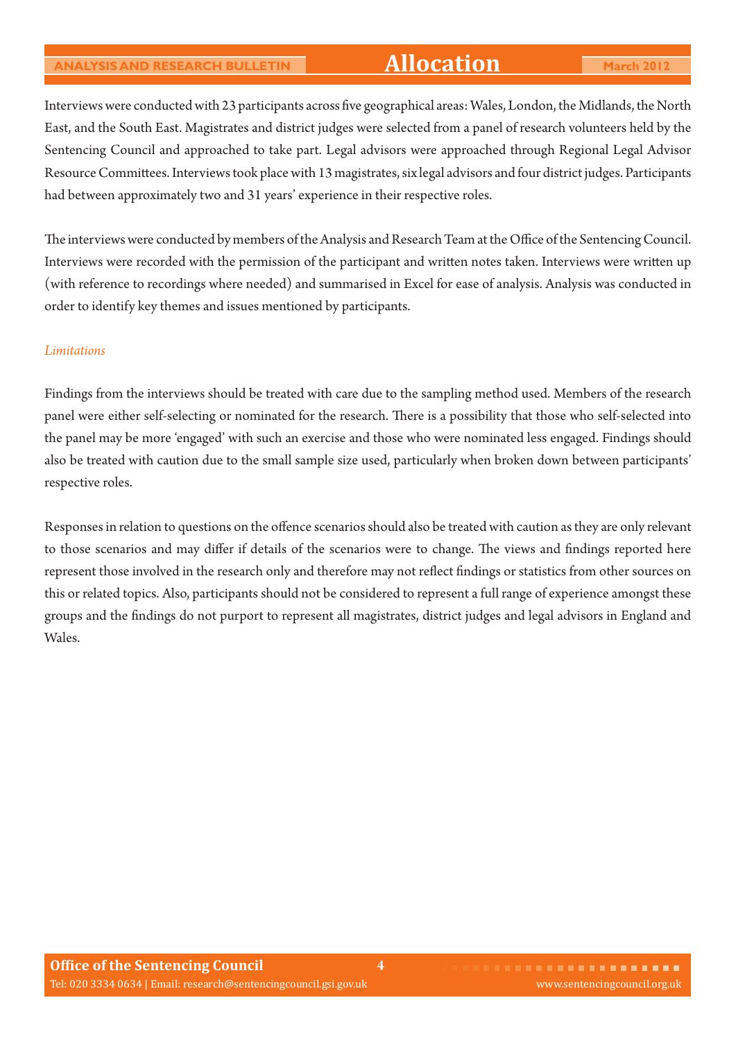Interviews were conducted with 23 participants across five geographical areas: Wales, London, the Midlands, the North East, and the South East. Magistrates and district judges were selected from a panel of research volunteers held by the Sentencing Council and approached to take part. Legal advisors were approached through Regional Legal Advisor Resource Committees. Interviews took place with 13 magistrates, six legal advisors and four district judges. Participants had between approximately two and 31 years' experience in their respective roles.

The interviews were conducted by members of the Analysis and Research Team at the Office of the Sentencing Council. Interviews were recorded with the permission of the participant and written notes taken. Interviews were written up (with reference to recordings where needed) and summarised in Excel for ease of analysis. Analysis was conducted in order to identify key themes and issues mentioned by participants.

*Limitations*

Findings from the interviews should be treated with care due to the sampling method used. Members of the research panel were either self-selecting or nominated for the research. There is a possibility that those who self-selected into the panel may be more 'engaged' with such an exercise and those who were nominated less engaged. Findings should also be treated with caution due to the small sample size used, particularly when broken down between participants' respective roles.

Responses in relation to questions on the offence scenarios should also be treated with caution as they are only relevant to those scenarios and may differ if details of the scenarios were to change. The views and findings reported here represent those involved in the research only and therefore may not reflect findings or statistics from other sources on this or related topics. Also, participants should not be considered to represent a full range of experience amongst these groups and the findings do not purport to represent all magistrates, district judges and legal advisors in England and Wales.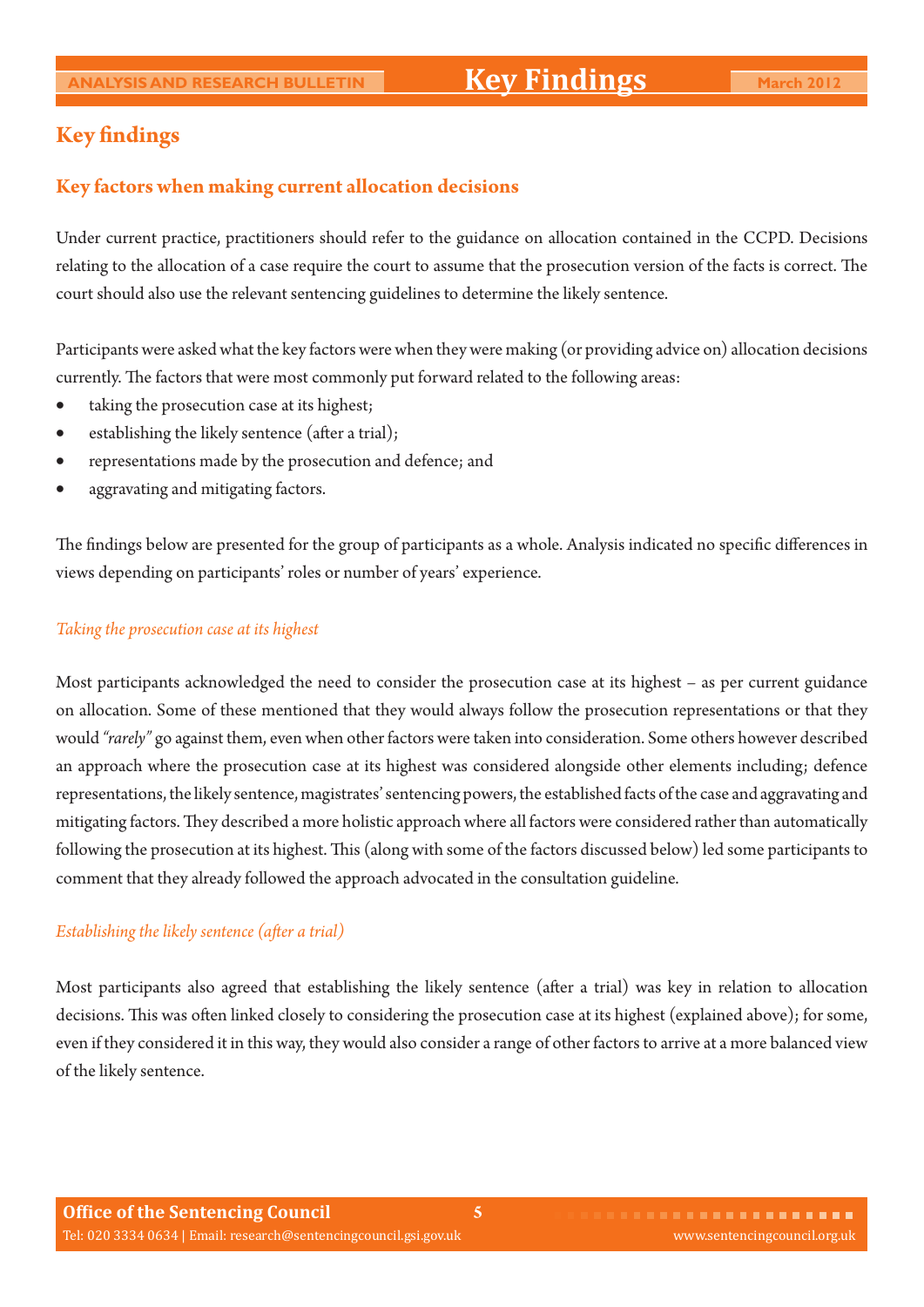## Key findings

### Key factors when making current allocation decisions

Under current practice, practitioners should refer to the guidance on allocation contained in the CCPD. Decisions relating to the allocation of a case require the court to assume that the prosecution version of the facts is correct. The court should also use the relevant sentencing guidelines to determine the likely sentence.

Participants were asked what the key factors were when they were making (or providing advice on) allocation decisions currently. The factors that were most commonly put forward related to the following areas:

- taking the prosecution case at its highest;
- establishing the likely sentence (after a trial);
- representations made by the prosecution and defence; and
- aggravating and mitigating factors.

The findings below are presented for the group of participants as a whole. Analysis indicated no specific differences in views depending on participants' roles or number of years' experience.

*Taking the prosecution case at its highest*

Most participants acknowledged the need to consider the prosecution case at its highest – as per current guidance on allocation. Some of these mentioned that they would always follow the prosecution representations or that they would *"rarely"* go against them, even when other factors were taken into consideration. Some others however described an approach where the prosecution case at its highest was considered alongside other elements including; defence representations, the likely sentence, magistrates' sentencing powers, the established facts of the case and aggravating and mitigating factors. They described a more holistic approach where all factors were considered rather than automatically following the prosecution at its highest. This (along with some of the factors discussed below) led some participants to comment that they already followed the approach advocated in the consultation guideline.

*Establishing the likely sentence (after a trial)*

Most participants also agreed that establishing the likely sentence (after a trial) was key in relation to allocation decisions. This was often linked closely to considering the prosecution case at its highest (explained above); for some, even if they considered it in this way, they would also consider a range of other factors to arrive at a more balanced view of the likely sentence.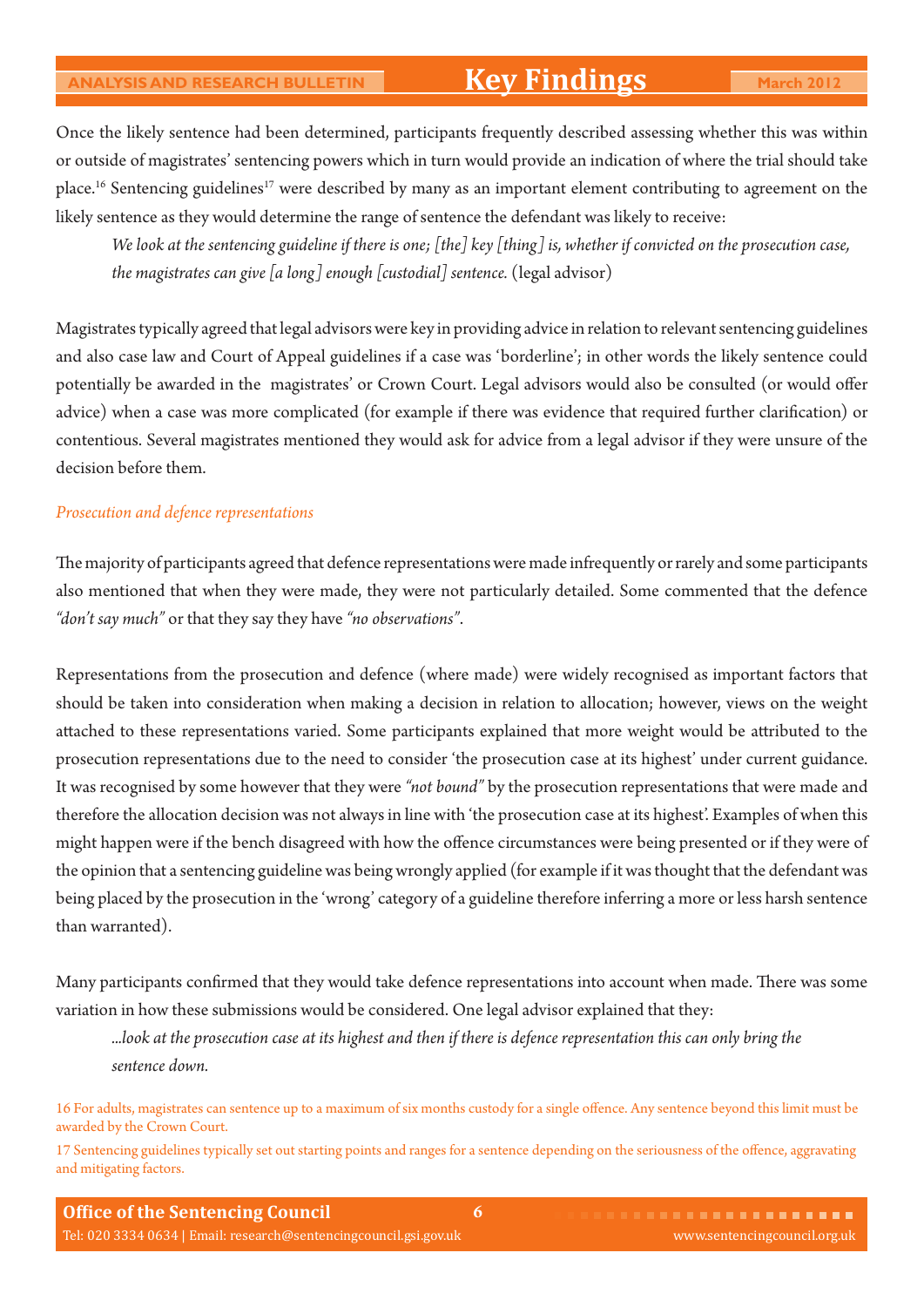Once the likely sentence had been determined, participants frequently described assessing whether this was within or outside of magistrates' sentencing powers which in turn would provide an indication of where the trial should take place.[16] Sentencing guidelines[17] were described by many as an important element contributing to agreement on the likely sentence as they would determine the range of sentence the defendant was likely to receive:

> *We look at the sentencing guideline if there is one; [the] key [thing] is, whether if convicted on the prosecution case, the magistrates can give [a long] enough [custodial] sentence.* (legal advisor)

Magistrates typically agreed that legal advisors were key in providing advice in relation to relevant sentencing guidelines and also case law and Court of Appeal guidelines if a case was 'borderline'; in other words the likely sentence could potentially be awarded in the magistrates' or Crown Court. Legal advisors would also be consulted (or would offer advice) when a case was more complicated (for example if there was evidence that required further clarification) or contentious. Several magistrates mentioned they would ask for advice from a legal advisor if they were unsure of the decision before them.

### *Prosecution and defence representations*

The majority of participants agreed that defence representations were made infrequently or rarely and some participants also mentioned that when they were made, they were not particularly detailed. Some commented that the defence *"don't say much"* or that they say they have *"no observations"*.

Representations from the prosecution and defence (where made) were widely recognised as important factors that should be taken into consideration when making a decision in relation to allocation; however, views on the weight attached to these representations varied. Some participants explained that more weight would be attributed to the prosecution representations due to the need to consider 'the prosecution case at its highest' under current guidance. It was recognised by some however that they were *"not bound"* by the prosecution representations that were made and therefore the allocation decision was not always in line with 'the prosecution case at its highest'. Examples of when this might happen were if the bench disagreed with how the offence circumstances were being presented or if they were of the opinion that a sentencing guideline was being wrongly applied (for example if it was thought that the defendant was being placed by the prosecution in the 'wrong' category of a guideline therefore inferring a more or less harsh sentence than warranted).

Many participants confirmed that they would take defence representations into account when made. There was some variation in how these submissions would be considered. One legal advisor explained that they:

> *...look at the prosecution case at its highest and then if there is defence representation this can only bring the sentence down.*

16 For adults, magistrates can sentence up to a maximum of six months custody for a single offence. Any sentence beyond this limit must be awarded by the Crown Court.

17 Sentencing guidelines typically set out starting points and ranges for a sentence depending on the seriousness of the offence, aggravating and mitigating factors.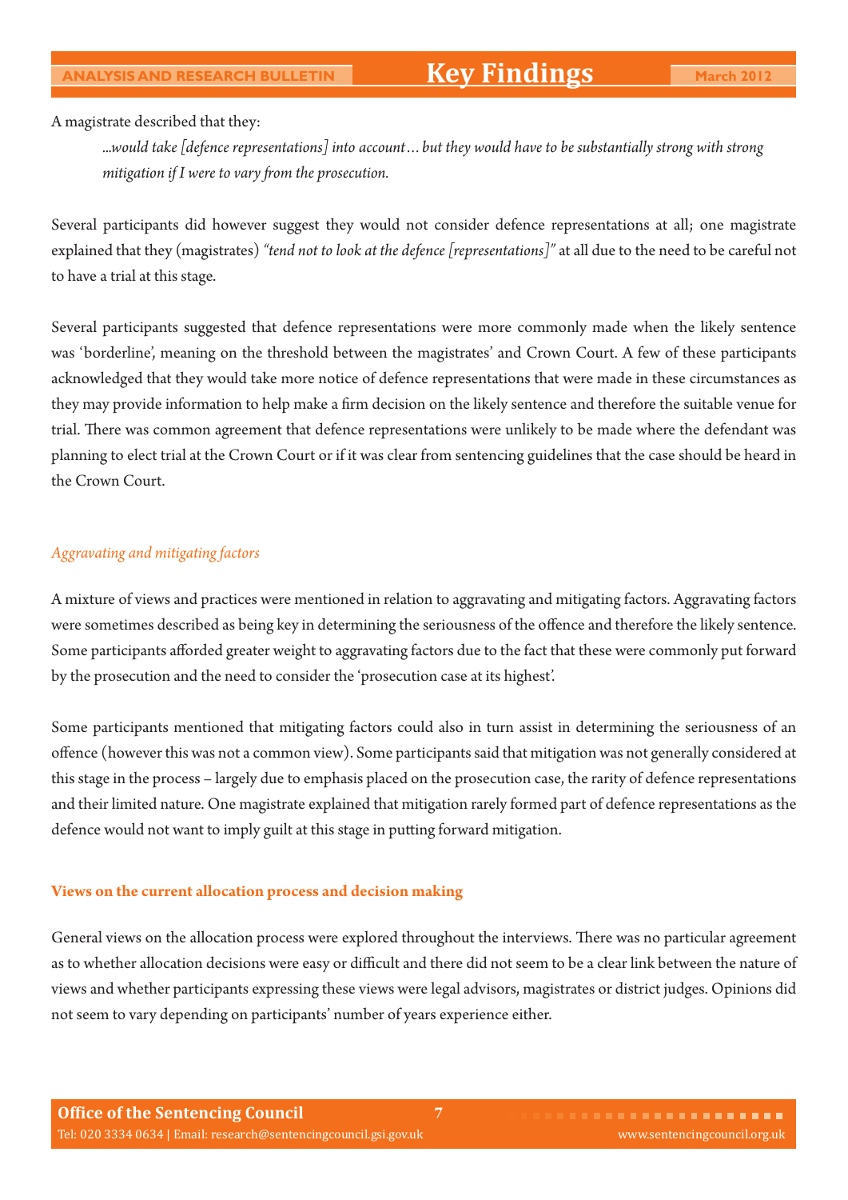A magistrate described that they:

> *...would take [defence representations] into account… but they would have to be substantially strong with strong mitigation if I were to vary from the prosecution.*

Several participants did however suggest they would not consider defence representations at all; one magistrate explained that they (magistrates) *"tend not to look at the defence [representations]"* at all due to the need to be careful not to have a trial at this stage.

Several participants suggested that defence representations were more commonly made when the likely sentence was 'borderline', meaning on the threshold between the magistrates' and Crown Court. A few of these participants acknowledged that they would take more notice of defence representations that were made in these circumstances as they may provide information to help make a firm decision on the likely sentence and therefore the suitable venue for trial. There was common agreement that defence representations were unlikely to be made where the defendant was planning to elect trial at the Crown Court or if it was clear from sentencing guidelines that the case should be heard in the Crown Court.

*Aggravating and mitigating factors*

A mixture of views and practices were mentioned in relation to aggravating and mitigating factors. Aggravating factors were sometimes described as being key in determining the seriousness of the offence and therefore the likely sentence. Some participants afforded greater weight to aggravating factors due to the fact that these were commonly put forward by the prosecution and the need to consider the 'prosecution case at its highest'.

Some participants mentioned that mitigating factors could also in turn assist in determining the seriousness of an offence (however this was not a common view). Some participants said that mitigation was not generally considered at this stage in the process – largely due to emphasis placed on the prosecution case, the rarity of defence representations and their limited nature. One magistrate explained that mitigation rarely formed part of defence representations as the defence would not want to imply guilt at this stage in putting forward mitigation.

**Views on the current allocation process and decision making**

General views on the allocation process were explored throughout the interviews. There was no particular agreement as to whether allocation decisions were easy or difficult and there did not seem to be a clear link between the nature of views and whether participants expressing these views were legal advisors, magistrates or district judges. Opinions did not seem to vary depending on participants' number of years experience either.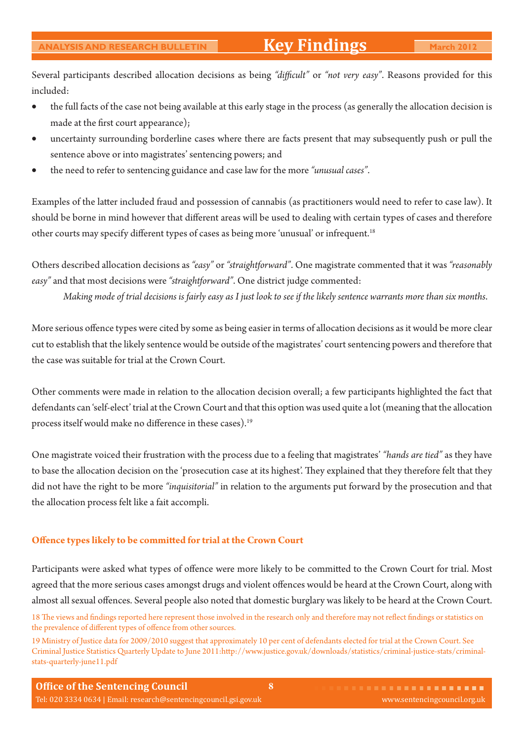Several participants described allocation decisions as being *"difficult"* or *"not very easy"*. Reasons provided for this included:

- the full facts of the case not being available at this early stage in the process (as generally the allocation decision is made at the first court appearance);
- uncertainty surrounding borderline cases where there are facts present that may subsequently push or pull the sentence above or into magistrates' sentencing powers; and
- the need to refer to sentencing guidance and case law for the more *"unusual cases"*.

Examples of the latter included fraud and possession of cannabis (as practitioners would need to refer to case law). It should be borne in mind however that different areas will be used to dealing with certain types of cases and therefore other courts may specify different types of cases as being more 'unusual' or infrequent.[18]

Others described allocation decisions as *"easy"* or *"straightforward"*. One magistrate commented that it was *"reasonably easy"* and that most decisions were *"straightforward"*. One district judge commented:

> *Making mode of trial decisions is fairly easy as I just look to see if the likely sentence warrants more than six months.*

More serious offence types were cited by some as being easier in terms of allocation decisions as it would be more clear cut to establish that the likely sentence would be outside of the magistrates' court sentencing powers and therefore that the case was suitable for trial at the Crown Court.

Other comments were made in relation to the allocation decision overall; a few participants highlighted the fact that defendants can 'self-elect' trial at the Crown Court and that this option was used quite a lot (meaning that the allocation process itself would make no difference in these cases).[19]

One magistrate voiced their frustration with the process due to a feeling that magistrates' *"hands are tied"* as they have to base the allocation decision on the 'prosecution case at its highest'. They explained that they therefore felt that they did not have the right to be more *"inquisitorial"* in relation to the arguments put forward by the prosecution and that the allocation process felt like a fait accompli.

### Offence types likely to be committed for trial at the Crown Court

Participants were asked what types of offence were more likely to be committed to the Crown Court for trial. Most agreed that the more serious cases amongst drugs and violent offences would be heard at the Crown Court, along with almost all sexual offences. Several people also noted that domestic burglary was likely to be heard at the Crown Court.

18 The views and findings reported here represent those involved in the research only and therefore may not reflect findings or statistics on the prevalence of different types of offence from other sources.

19 Ministry of Justice data for 2009/2010 suggest that approximately 10 per cent of defendants elected for trial at the Crown Court. See Criminal Justice Statistics Quarterly Update to June 2011:http://www.justice.gov.uk/downloads/statistics/criminal-justice-stats/criminal-stats-quarterly-june11.pdf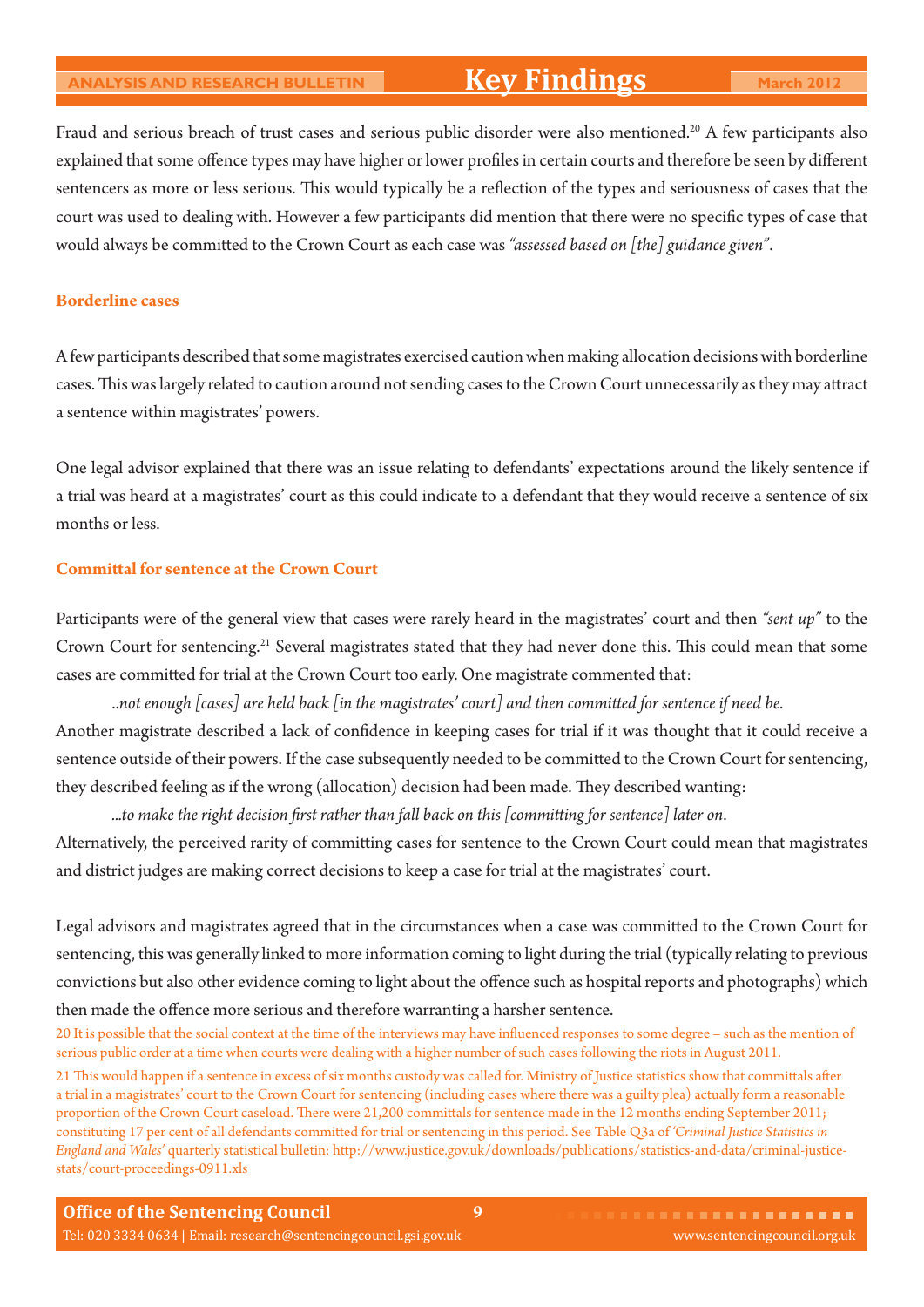Fraud and serious breach of trust cases and serious public disorder were also mentioned.[20] A few participants also explained that some offence types may have higher or lower profiles in certain courts and therefore be seen by different sentencers as more or less serious. This would typically be a reflection of the types and seriousness of cases that the court was used to dealing with. However a few participants did mention that there were no specific types of case that would always be committed to the Crown Court as each case was *"assessed based on [the] guidance given"*.

### Borderline cases

A few participants described that some magistrates exercised caution when making allocation decisions with borderline cases. This was largely related to caution around not sending cases to the Crown Court unnecessarily as they may attract a sentence within magistrates' powers.

One legal advisor explained that there was an issue relating to defendants' expectations around the likely sentence if a trial was heard at a magistrates' court as this could indicate to a defendant that they would receive a sentence of six months or less.

### Committal for sentence at the Crown Court

Participants were of the general view that cases were rarely heard in the magistrates' court and then *"sent up"* to the Crown Court for sentencing.[21] Several magistrates stated that they had never done this. This could mean that some cases are committed for trial at the Crown Court too early. One magistrate commented that:

> *..not enough [cases] are held back [in the magistrates' court] and then committed for sentence if need be.*

Another magistrate described a lack of confidence in keeping cases for trial if it was thought that it could receive a sentence outside of their powers. If the case subsequently needed to be committed to the Crown Court for sentencing, they described feeling as if the wrong (allocation) decision had been made. They described wanting:

> *...to make the right decision first rather than fall back on this [committing for sentence] later on.*

Alternatively, the perceived rarity of committing cases for sentence to the Crown Court could mean that magistrates and district judges are making correct decisions to keep a case for trial at the magistrates' court.

Legal advisors and magistrates agreed that in the circumstances when a case was committed to the Crown Court for sentencing, this was generally linked to more information coming to light during the trial (typically relating to previous convictions but also other evidence coming to light about the offence such as hospital reports and photographs) which then made the offence more serious and therefore warranting a harsher sentence.

20 It is possible that the social context at the time of the interviews may have influenced responses to some degree – such as the mention of serious public order at a time when courts were dealing with a higher number of such cases following the riots in August 2011.

21 This would happen if a sentence in excess of six months custody was called for. Ministry of Justice statistics show that committals after a trial in a magistrates' court to the Crown Court for sentencing (including cases where there was a guilty plea) actually form a reasonable proportion of the Crown Court caseload. There were 21,200 committals for sentence made in the 12 months ending September 2011; constituting 17 per cent of all defendants committed for trial or sentencing in this period. See Table Q3a of *'Criminal Justice Statistics in England and Wales'* quarterly statistical bulletin: http://www.justice.gov.uk/downloads/publications/statistics-and-data/criminal-justice-stats/court-proceedings-0911.xls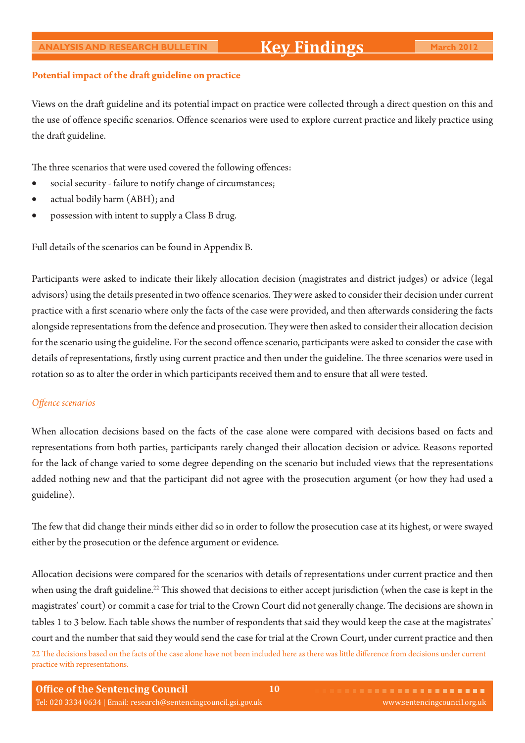**Potential impact of the draft guideline on practice**

Views on the draft guideline and its potential impact on practice were collected through a direct question on this and the use of offence specific scenarios. Offence scenarios were used to explore current practice and likely practice using the draft guideline.

The three scenarios that were used covered the following offences:

- social security - failure to notify change of circumstances;
- actual bodily harm (ABH); and
- possession with intent to supply a Class B drug.

Full details of the scenarios can be found in Appendix B.

Participants were asked to indicate their likely allocation decision (magistrates and district judges) or advice (legal advisors) using the details presented in two offence scenarios. They were asked to consider their decision under current practice with a first scenario where only the facts of the case were provided, and then afterwards considering the facts alongside representations from the defence and prosecution. They were then asked to consider their allocation decision for the scenario using the guideline. For the second offence scenario, participants were asked to consider the case with details of representations, firstly using current practice and then under the guideline. The three scenarios were used in rotation so as to alter the order in which participants received them and to ensure that all were tested.

*Offence scenarios*

When allocation decisions based on the facts of the case alone were compared with decisions based on facts and representations from both parties, participants rarely changed their allocation decision or advice. Reasons reported for the lack of change varied to some degree depending on the scenario but included views that the representations added nothing new and that the participant did not agree with the prosecution argument (or how they had used a guideline).

The few that did change their minds either did so in order to follow the prosecution case at its highest, or were swayed either by the prosecution or the defence argument or evidence.

Allocation decisions were compared for the scenarios with details of representations under current practice and then when using the draft guideline.[22] This showed that decisions to either accept jurisdiction (when the case is kept in the magistrates' court) or commit a case for trial to the Crown Court did not generally change. The decisions are shown in tables 1 to 3 below. Each table shows the number of respondents that said they would keep the case at the magistrates' court and the number that said they would send the case for trial at the Crown Court, under current practice and then

22 The decisions based on the facts of the case alone have not been included here as there was little difference from decisions under current practice with representations.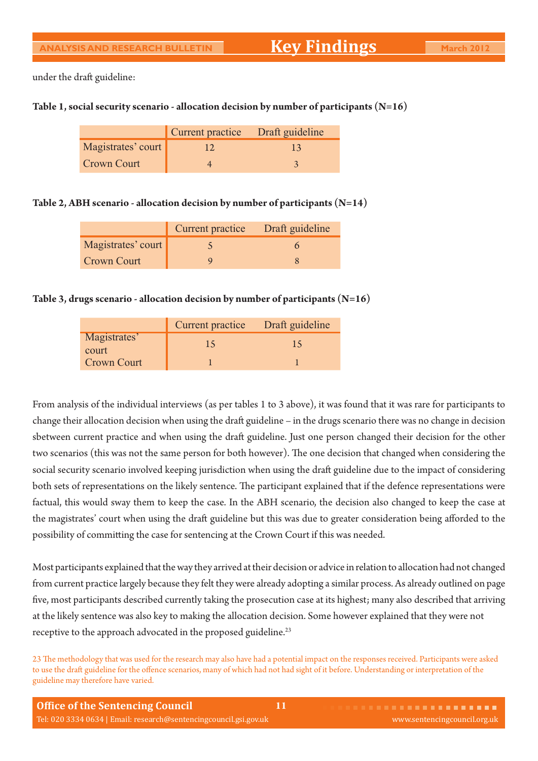under the draft guideline:

**Table 1, social security scenario - allocation decision by number of participants (N=16)**

| | Current practice | Draft guideline |
|---|---|---|
| Magistrates' court | 12 | 13 |
| Crown Court | 4 | 3 |

**Table 2, ABH scenario - allocation decision by number of participants (N=14)**

| | Current practice | Draft guideline |
|---|---|---|
| Magistrates' court | 5 | 6 |
| Crown Court | 9 | 8 |

**Table 3, drugs scenario - allocation decision by number of participants (N=16)**

| | Current practice | Draft guideline |
|---|---|---|
| Magistrates' court | 15 | 15 |
| Crown Court | 1 | 1 |

From analysis of the individual interviews (as per tables 1 to 3 above), it was found that it was rare for participants to change their allocation decision when using the draft guideline – in the drugs scenario there was no change in decision sbetween current practice and when using the draft guideline. Just one person changed their decision for the other two scenarios (this was not the same person for both however). The one decision that changed when considering the social security scenario involved keeping jurisdiction when using the draft guideline due to the impact of considering both sets of representations on the likely sentence. The participant explained that if the defence representations were factual, this would sway them to keep the case. In the ABH scenario, the decision also changed to keep the case at the magistrates' court when using the draft guideline but this was due to greater consideration being afforded to the possibility of committing the case for sentencing at the Crown Court if this was needed.

Most participants explained that the way they arrived at their decision or advice in relation to allocation had not changed from current practice largely because they felt they were already adopting a similar process. As already outlined on page five, most participants described currently taking the prosecution case at its highest; many also described that arriving at the likely sentence was also key to making the allocation decision. Some however explained that they were not receptive to the approach advocated in the proposed guideline.[23]

23 The methodology that was used for the research may also have had a potential impact on the responses received. Participants were asked to use the draft guideline for the offence scenarios, many of which had not had sight of it before. Understanding or interpretation of the guideline may therefore have varied.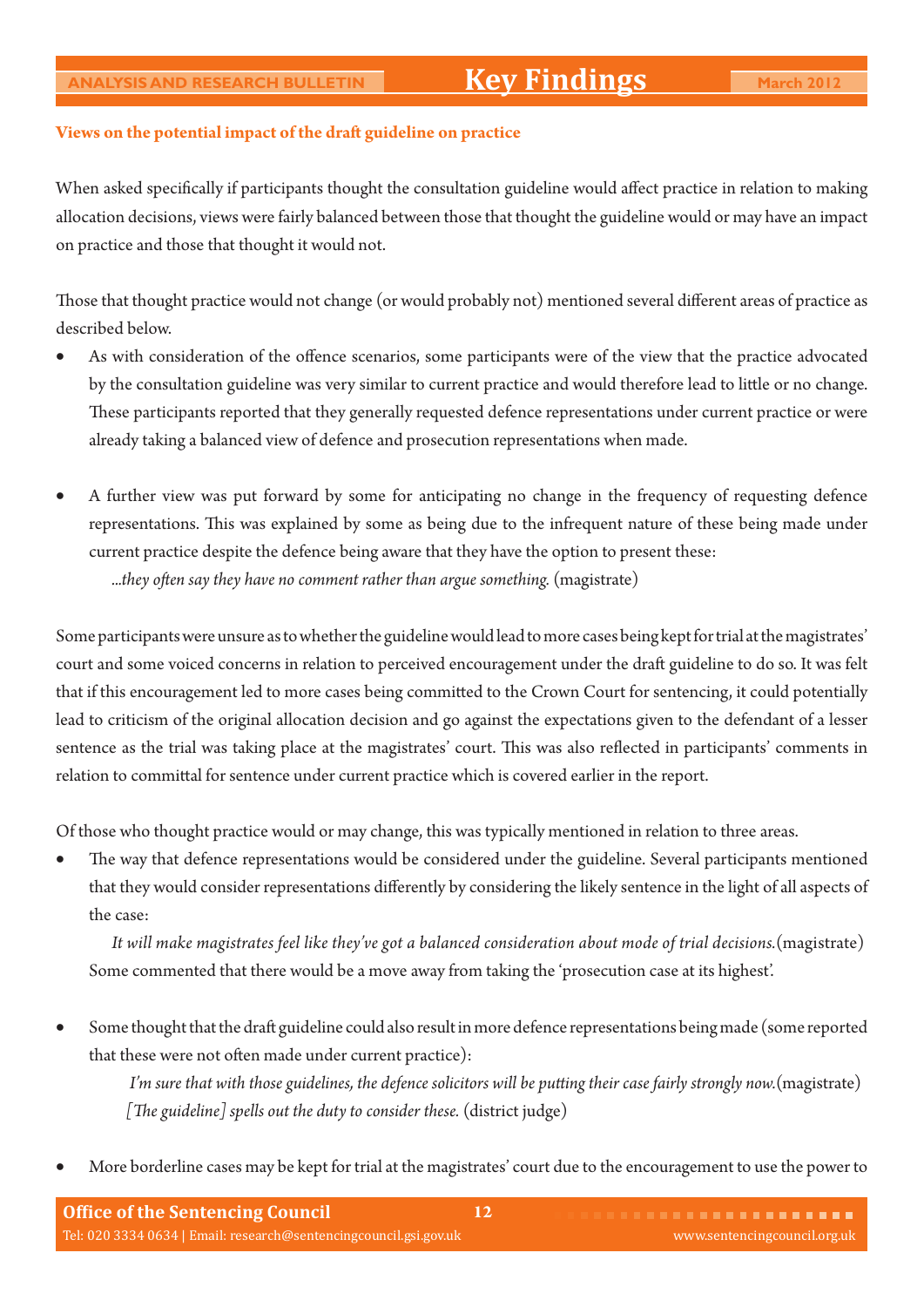**Views on the potential impact of the draft guideline on practice**

When asked specifically if participants thought the consultation guideline would affect practice in relation to making allocation decisions, views were fairly balanced between those that thought the guideline would or may have an impact on practice and those that thought it would not.

Those that thought practice would not change (or would probably not) mentioned several different areas of practice as described below.

- As with consideration of the offence scenarios, some participants were of the view that the practice advocated by the consultation guideline was very similar to current practice and would therefore lead to little or no change. These participants reported that they generally requested defence representations under current practice or were already taking a balanced view of defence and prosecution representations when made.

- A further view was put forward by some for anticipating no change in the frequency of requesting defence representations. This was explained by some as being due to the infrequent nature of these being made under current practice despite the defence being aware that they have the option to present these:

  *...they often say they have no comment rather than argue something.* (magistrate)

Some participants were unsure as to whether the guideline would lead to more cases being kept for trial at the magistrates' court and some voiced concerns in relation to perceived encouragement under the draft guideline to do so. It was felt that if this encouragement led to more cases being committed to the Crown Court for sentencing, it could potentially lead to criticism of the original allocation decision and go against the expectations given to the defendant of a lesser sentence as the trial was taking place at the magistrates' court. This was also reflected in participants' comments in relation to committal for sentence under current practice which is covered earlier in the report.

Of those who thought practice would or may change, this was typically mentioned in relation to three areas.

- The way that defence representations would be considered under the guideline. Several participants mentioned that they would consider representations differently by considering the likely sentence in the light of all aspects of the case:

  *It will make magistrates feel like they've got a balanced consideration about mode of trial decisions.* (magistrate)

  Some commented that there would be a move away from taking the 'prosecution case at its highest'.

- Some thought that the draft guideline could also result in more defence representations being made (some reported that these were not often made under current practice):

  *I'm sure that with those guidelines, the defence solicitors will be putting their case fairly strongly now.* (magistrate)

  *[The guideline] spells out the duty to consider these.* (district judge)

- More borderline cases may be kept for trial at the magistrates' court due to the encouragement to use the power to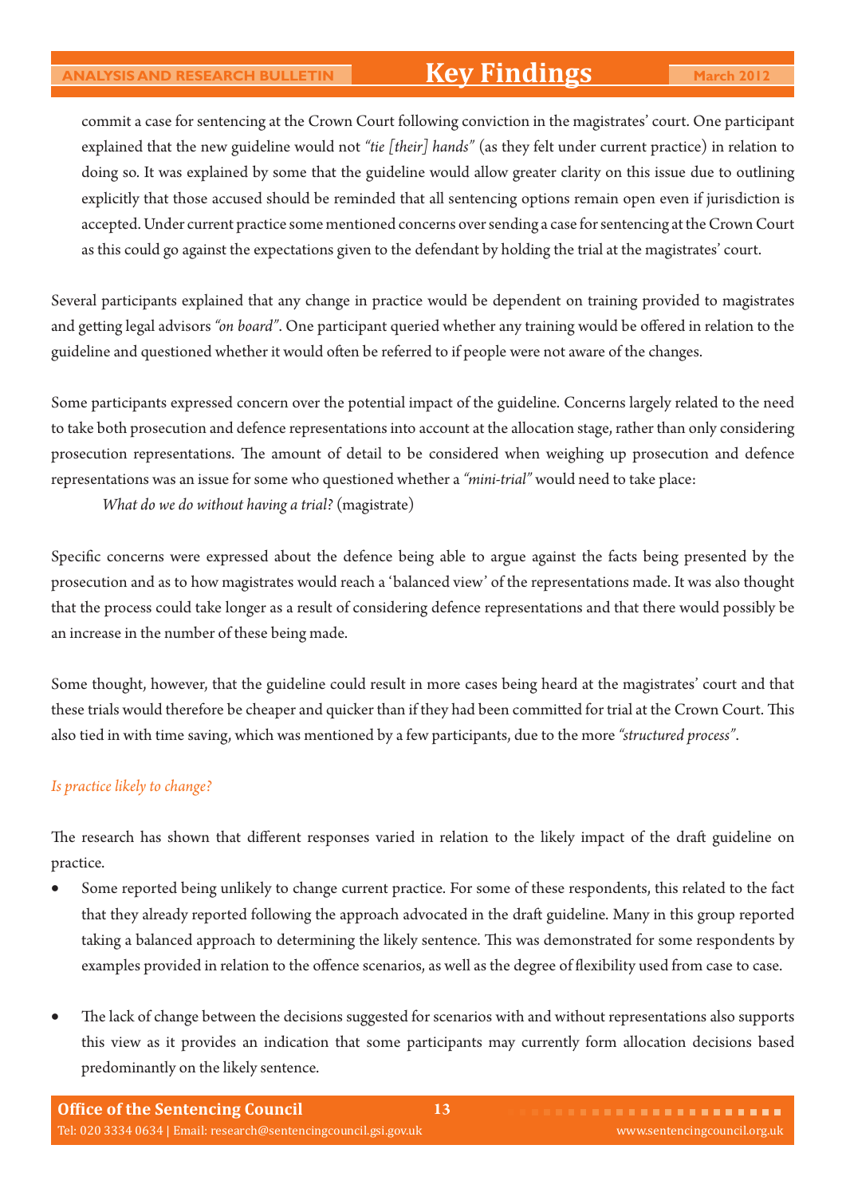commit a case for sentencing at the Crown Court following conviction in the magistrates' court. One participant explained that the new guideline would not *"tie [their] hands"* (as they felt under current practice) in relation to doing so. It was explained by some that the guideline would allow greater clarity on this issue due to outlining explicitly that those accused should be reminded that all sentencing options remain open even if jurisdiction is accepted. Under current practice some mentioned concerns over sending a case for sentencing at the Crown Court as this could go against the expectations given to the defendant by holding the trial at the magistrates' court.

Several participants explained that any change in practice would be dependent on training provided to magistrates and getting legal advisors *"on board"*. One participant queried whether any training would be offered in relation to the guideline and questioned whether it would often be referred to if people were not aware of the changes.

Some participants expressed concern over the potential impact of the guideline. Concerns largely related to the need to take both prosecution and defence representations into account at the allocation stage, rather than only considering prosecution representations. The amount of detail to be considered when weighing up prosecution and defence representations was an issue for some who questioned whether a *"mini-trial"* would need to take place:

> *What do we do without having a trial?* (magistrate)

Specific concerns were expressed about the defence being able to argue against the facts being presented by the prosecution and as to how magistrates would reach a 'balanced view' of the representations made. It was also thought that the process could take longer as a result of considering defence representations and that there would possibly be an increase in the number of these being made.

Some thought, however, that the guideline could result in more cases being heard at the magistrates' court and that these trials would therefore be cheaper and quicker than if they had been committed for trial at the Crown Court. This also tied in with time saving, which was mentioned by a few participants, due to the more *"structured process"*.

### *Is practice likely to change?*

The research has shown that different responses varied in relation to the likely impact of the draft guideline on practice.

- Some reported being unlikely to change current practice. For some of these respondents, this related to the fact that they already reported following the approach advocated in the draft guideline. Many in this group reported taking a balanced approach to determining the likely sentence. This was demonstrated for some respondents by examples provided in relation to the offence scenarios, as well as the degree of flexibility used from case to case.

- The lack of change between the decisions suggested for scenarios with and without representations also supports this view as it provides an indication that some participants may currently form allocation decisions based predominantly on the likely sentence.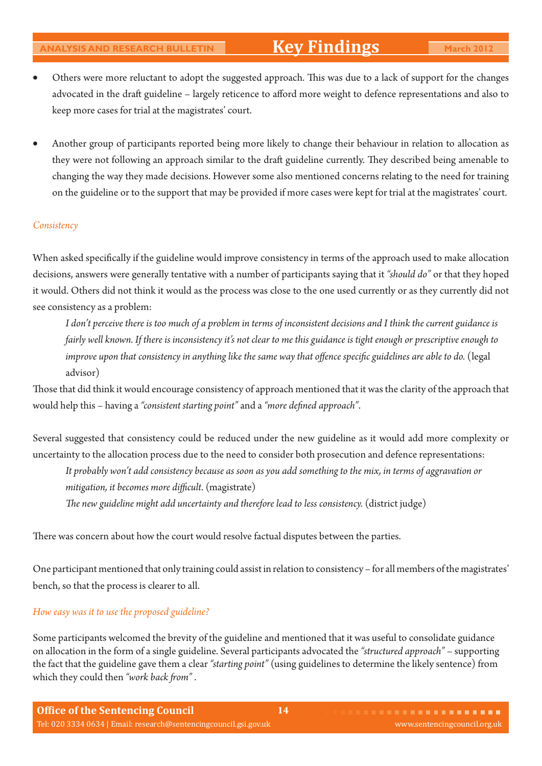- Others were more reluctant to adopt the suggested approach. This was due to a lack of support for the changes advocated in the draft guideline – largely reticence to afford more weight to defence representations and also to keep more cases for trial at the magistrates' court.

- Another group of participants reported being more likely to change their behaviour in relation to allocation as they were not following an approach similar to the draft guideline currently. They described being amenable to changing the way they made decisions. However some also mentioned concerns relating to the need for training on the guideline or to the support that may be provided if more cases were kept for trial at the magistrates' court.

### *Consistency*

When asked specifically if the guideline would improve consistency in terms of the approach used to make allocation decisions, answers were generally tentative with a number of participants saying that it *"should do"* or that they hoped it would. Others did not think it would as the process was close to the one used currently or as they currently did not see consistency as a problem:

> *I don't perceive there is too much of a problem in terms of inconsistent decisions and I think the current guidance is fairly well known. If there is inconsistency it's not clear to me this guidance is tight enough or prescriptive enough to improve upon that consistency in anything like the same way that offence specific guidelines are able to do.* (legal advisor)

Those that did think it would encourage consistency of approach mentioned that it was the clarity of the approach that would help this – having a *"consistent starting point"* and a *"more defined approach"*.

Several suggested that consistency could be reduced under the new guideline as it would add more complexity or uncertainty to the allocation process due to the need to consider both prosecution and defence representations:

> *It probably won't add consistency because as soon as you add something to the mix, in terms of aggravation or mitigation, it becomes more difficult.* (magistrate)
>
> *The new guideline might add uncertainty and therefore lead to less consistency.* (district judge)

There was concern about how the court would resolve factual disputes between the parties.

One participant mentioned that only training could assist in relation to consistency – for all members of the magistrates' bench, so that the process is clearer to all.

### *How easy was it to use the proposed guideline?*

Some participants welcomed the brevity of the guideline and mentioned that it was useful to consolidate guidance on allocation in the form of a single guideline. Several participants advocated the *"structured approach"* – supporting the fact that the guideline gave them a clear *"starting point"* (using guidelines to determine the likely sentence) from which they could then *"work back from"* .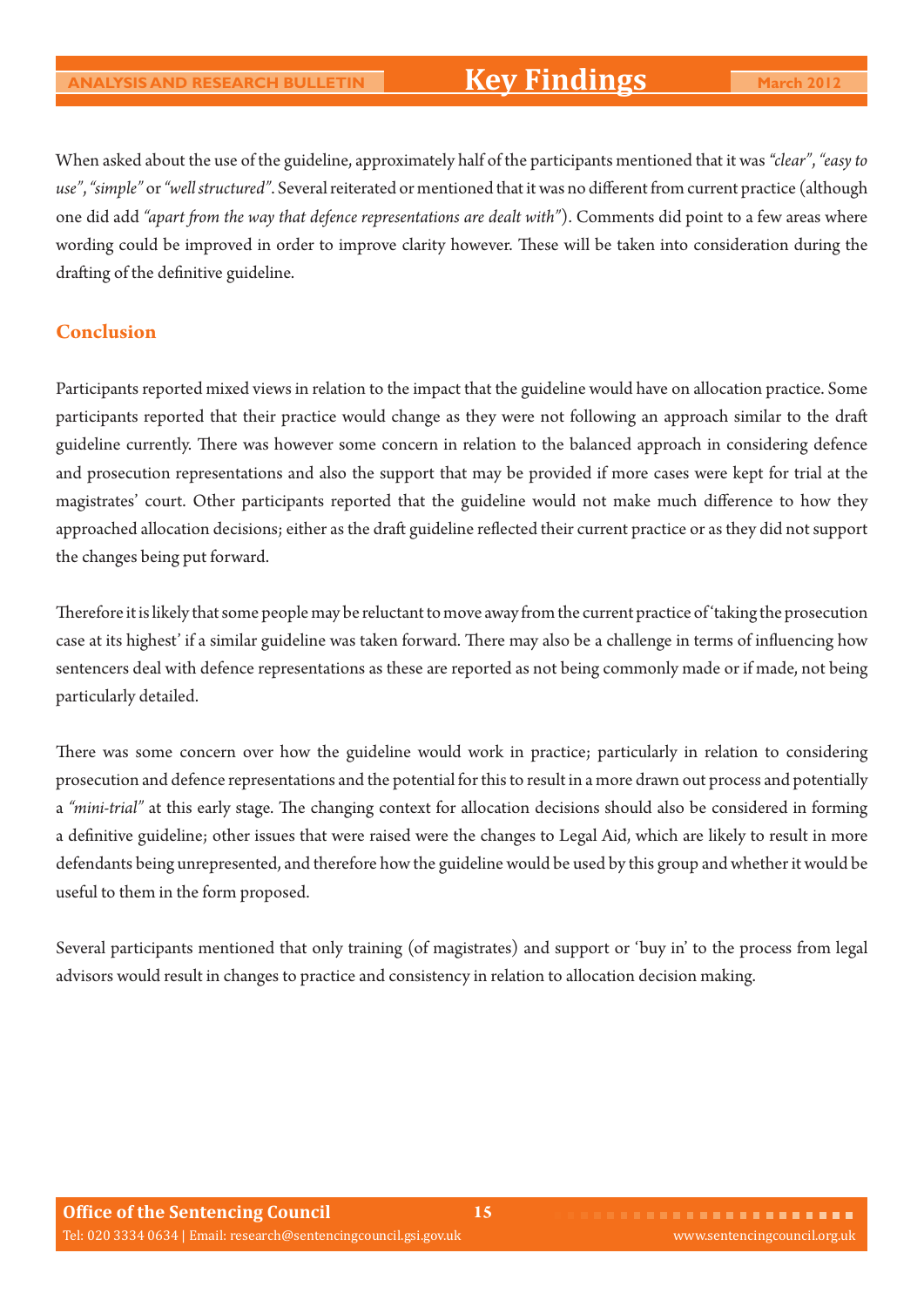When asked about the use of the guideline, approximately half of the participants mentioned that it was *"clear"*, *"easy to use"*, *"simple"* or *"well structured"*. Several reiterated or mentioned that it was no different from current practice (although one did add *"apart from the way that defence representations are dealt with"*). Comments did point to a few areas where wording could be improved in order to improve clarity however. These will be taken into consideration during the drafting of the definitive guideline.

## Conclusion

Participants reported mixed views in relation to the impact that the guideline would have on allocation practice. Some participants reported that their practice would change as they were not following an approach similar to the draft guideline currently. There was however some concern in relation to the balanced approach in considering defence and prosecution representations and also the support that may be provided if more cases were kept for trial at the magistrates' court. Other participants reported that the guideline would not make much difference to how they approached allocation decisions; either as the draft guideline reflected their current practice or as they did not support the changes being put forward.

Therefore it is likely that some people may be reluctant to move away from the current practice of 'taking the prosecution case at its highest' if a similar guideline was taken forward. There may also be a challenge in terms of influencing how sentencers deal with defence representations as these are reported as not being commonly made or if made, not being particularly detailed.

There was some concern over how the guideline would work in practice; particularly in relation to considering prosecution and defence representations and the potential for this to result in a more drawn out process and potentially a *"mini-trial"* at this early stage. The changing context for allocation decisions should also be considered in forming a definitive guideline; other issues that were raised were the changes to Legal Aid, which are likely to result in more defendants being unrepresented, and therefore how the guideline would be used by this group and whether it would be useful to them in the form proposed.

Several participants mentioned that only training (of magistrates) and support or 'buy in' to the process from legal advisors would result in changes to practice and consistency in relation to allocation decision making.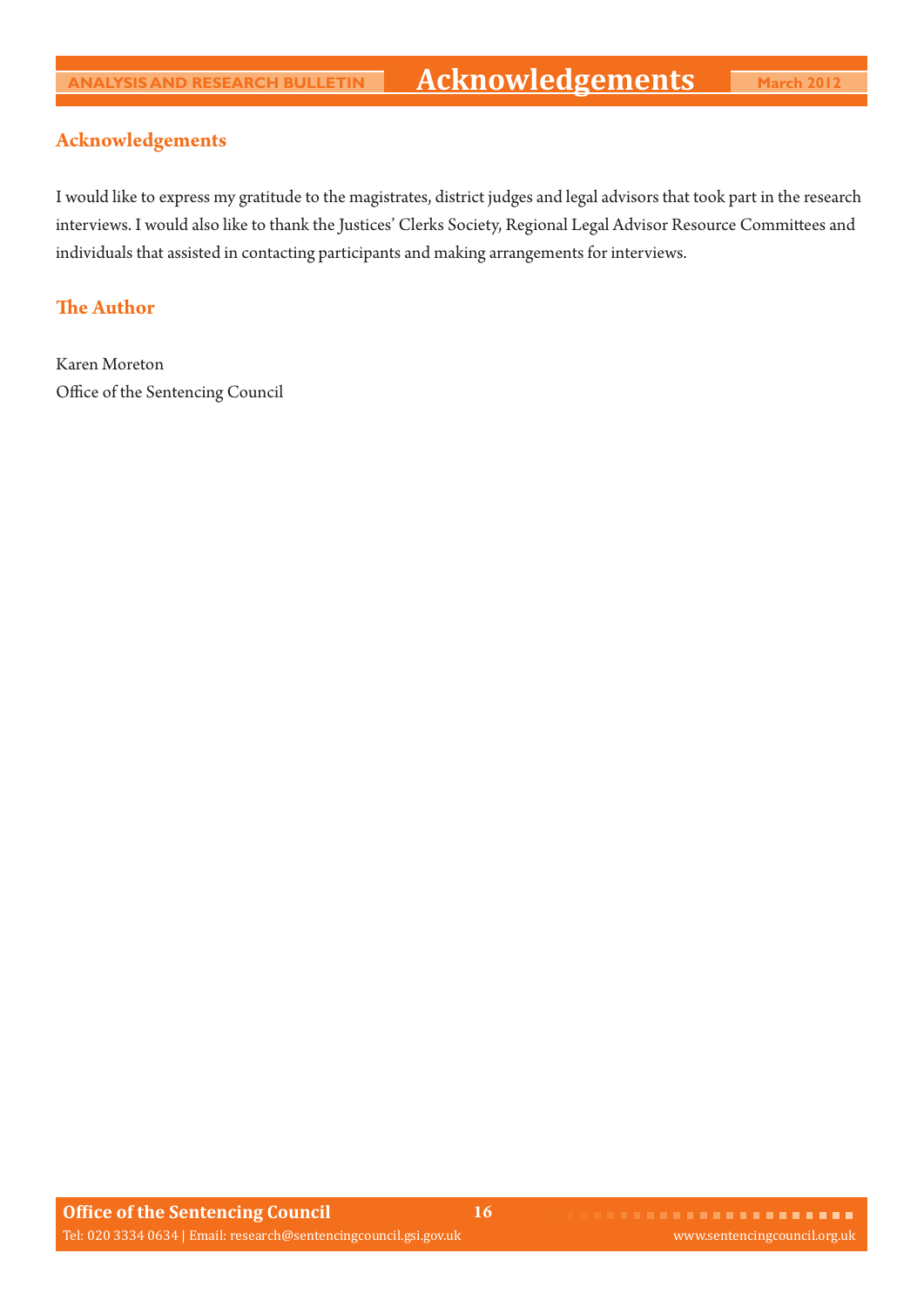## Acknowledgements

I would like to express my gratitude to the magistrates, district judges and legal advisors that took part in the research interviews. I would also like to thank the Justices' Clerks Society, Regional Legal Advisor Resource Committees and individuals that assisted in contacting participants and making arrangements for interviews.

## The Author

Karen Moreton
Office of the Sentencing Council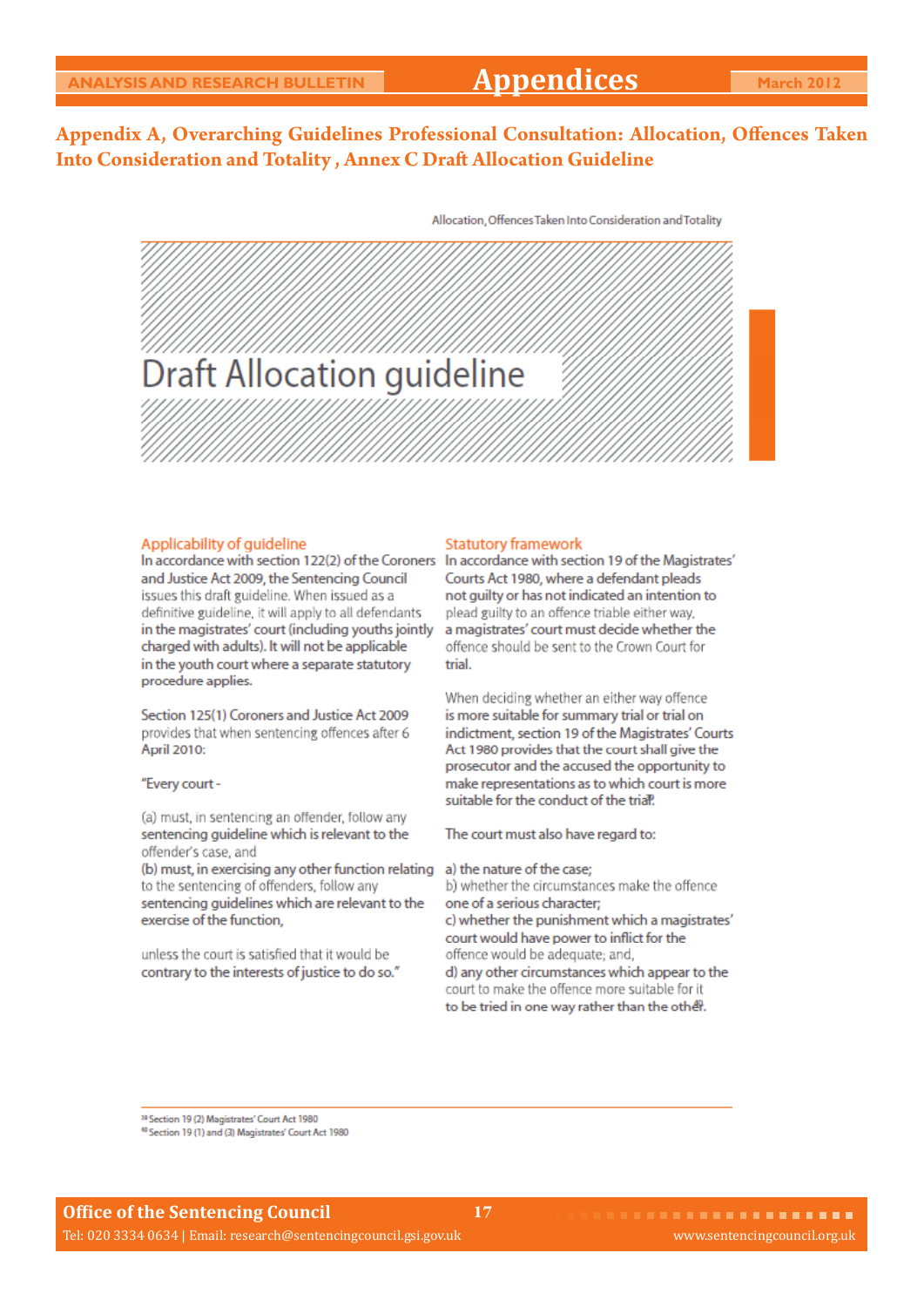## Appendix A, Overarching Guidelines Professional Consultation: Allocation, Offences Taken Into Consideration and Totality , Annex C Draft Allocation Guideline

# Draft Allocation guideline

### Applicability of guideline

In accordance with section 122(2) of the Coroners and Justice Act 2009, the Sentencing Council issues this draft guideline. When issued as a definitive guideline, it will apply to all defendants in the magistrates' court (including youths jointly charged with adults). It will not be applicable in the youth court where a separate statutory procedure applies.

Section 125(1) Coroners and Justice Act 2009 provides that when sentencing offences after 6 April 2010:

"Every court -

(a) must, in sentencing an offender, follow any sentencing guideline which is relevant to the offender's case, and
(b) must, in exercising any other function relating to the sentencing of offenders, follow any sentencing guidelines which are relevant to the exercise of the function,

unless the court is satisfied that it would be contrary to the interests of justice to do so."

### Statutory framework

In accordance with section 19 of the Magistrates' Courts Act 1980, where a defendant pleads not guilty or has not indicated an intention to plead guilty to an offence triable either way, a magistrates' court must decide whether the offence should be sent to the Crown Court for trial.

When deciding whether an either way offence is more suitable for summary trial or trial on indictment, section 19 of the Magistrates' Courts Act 1980 provides that the court shall give the prosecutor and the accused the opportunity to make representations as to which court is more suitable for the conduct of the trial[39].

The court must also have regard to:

a) the nature of the case;
b) whether the circumstances make the offence one of a serious character;
c) whether the punishment which a magistrates' court would have power to inflict for the offence would be adequate; and,
d) any other circumstances which appear to the court to make the offence more suitable for it to be tried in one way rather than the other[40].

[39] Section 19 (2) Magistrates' Court Act 1980
[40] Section 19 (1) and (3) Magistrates' Court Act 1980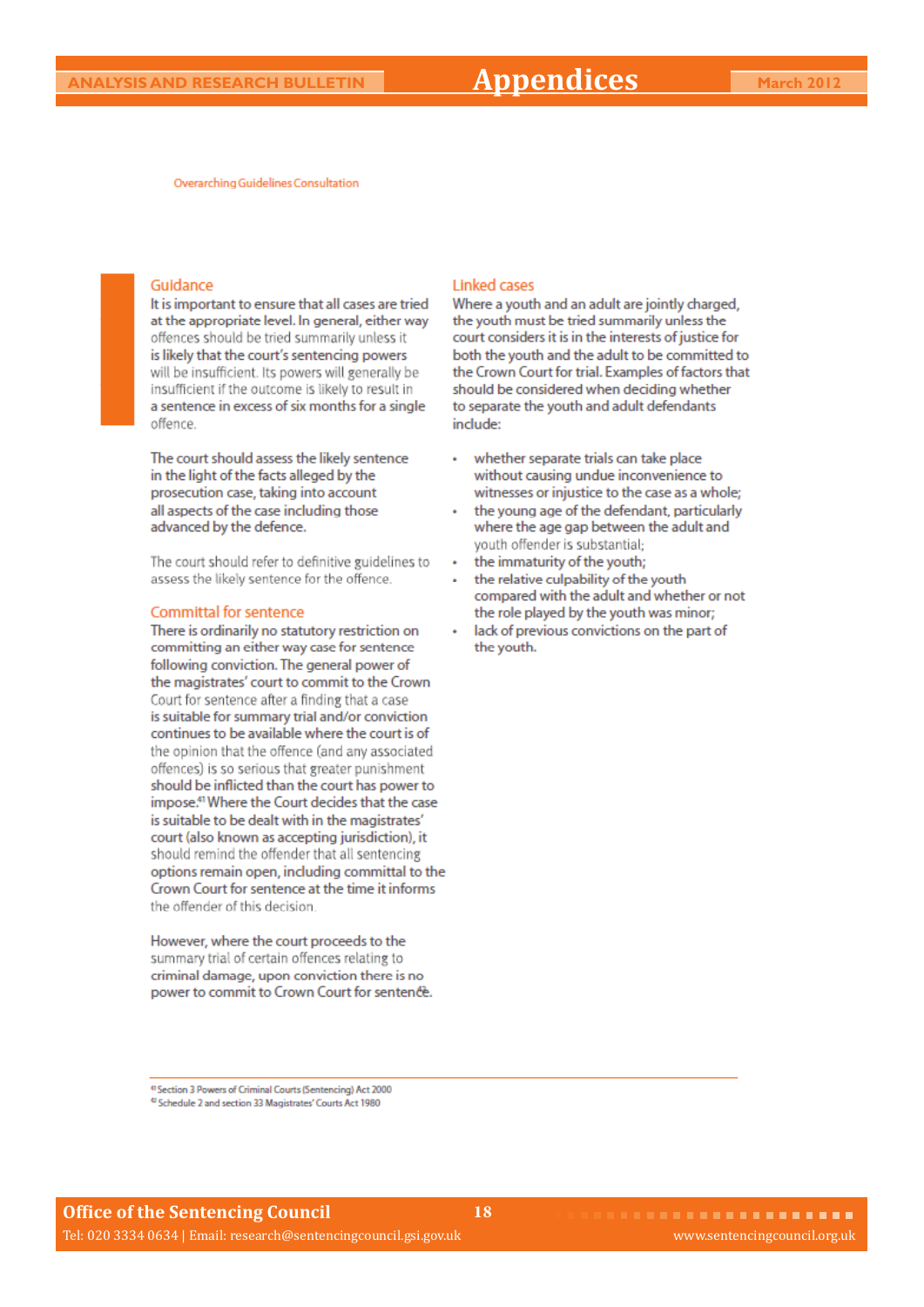Overarching Guidelines Consultation

## Guidance

It is important to ensure that all cases are tried at the appropriate level. In general, either way offences should be tried summarily unless it is likely that the court's sentencing powers will be insufficient. Its powers will generally be insufficient if the outcome is likely to result in a sentence in excess of six months for a single offence.

The court should assess the likely sentence in the light of the facts alleged by the prosecution case, taking into account all aspects of the case including those advanced by the defence.

The court should refer to definitive guidelines to assess the likely sentence for the offence.

## Committal for sentence

There is ordinarily no statutory restriction on committing an either way case for sentence following conviction. The general power of the magistrates' court to commit to the Crown Court for sentence after a finding that a case is suitable for summary trial and/or conviction continues to be available where the court is of the opinion that the offence (and any associated offences) is so serious that greater punishment should be inflicted than the court has power to impose.[41] Where the Court decides that the case is suitable to be dealt with in the magistrates' court (also known as accepting jurisdiction), it should remind the offender that all sentencing options remain open, including committal to the Crown Court for sentence at the time it informs the offender of this decision.

However, where the court proceeds to the summary trial of certain offences relating to criminal damage, upon conviction there is no power to commit to Crown Court for sentence.[42]

## Linked cases

Where a youth and an adult are jointly charged, the youth must be tried summarily unless the court considers it is in the interests of justice for both the youth and the adult to be committed to the Crown Court for trial. Examples of factors that should be considered when deciding whether to separate the youth and adult defendants include:

- whether separate trials can take place without causing undue inconvenience to witnesses or injustice to the case as a whole;
- the young age of the defendant, particularly where the age gap between the adult and youth offender is substantial;
- the immaturity of the youth;
- the relative culpability of the youth compared with the adult and whether or not the role played by the youth was minor;
- lack of previous convictions on the part of the youth.

---

[41] Section 3 Powers of Criminal Courts (Sentencing) Act 2000

[42] Schedule 2 and section 33 Magistrates' Courts Act 1980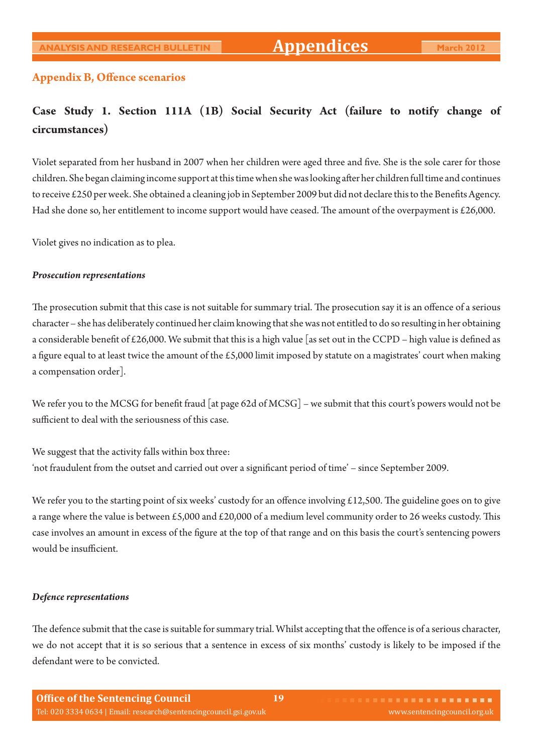## Appendix B, Offence scenarios

### Case Study 1. Section 111A (1B) Social Security Act (failure to notify change of circumstances)

Violet separated from her husband in 2007 when her children were aged three and five. She is the sole carer for those children. She began claiming income support at this time when she was looking after her children full time and continues to receive £250 per week. She obtained a cleaning job in September 2009 but did not declare this to the Benefits Agency. Had she done so, her entitlement to income support would have ceased. The amount of the overpayment is £26,000.

Violet gives no indication as to plea.

***Prosecution representations***

The prosecution submit that this case is not suitable for summary trial. The prosecution say it is an offence of a serious character – she has deliberately continued her claim knowing that she was not entitled to do so resulting in her obtaining a considerable benefit of £26,000. We submit that this is a high value [as set out in the CCPD – high value is defined as a figure equal to at least twice the amount of the £5,000 limit imposed by statute on a magistrates' court when making a compensation order].

We refer you to the MCSG for benefit fraud [at page 62d of MCSG] – we submit that this court's powers would not be sufficient to deal with the seriousness of this case.

We suggest that the activity falls within box three:
'not fraudulent from the outset and carried out over a significant period of time' – since September 2009.

We refer you to the starting point of six weeks' custody for an offence involving £12,500. The guideline goes on to give a range where the value is between £5,000 and £20,000 of a medium level community order to 26 weeks custody. This case involves an amount in excess of the figure at the top of that range and on this basis the court's sentencing powers would be insufficient.

***Defence representations***

The defence submit that the case is suitable for summary trial. Whilst accepting that the offence is of a serious character, we do not accept that it is so serious that a sentence in excess of six months' custody is likely to be imposed if the defendant were to be convicted.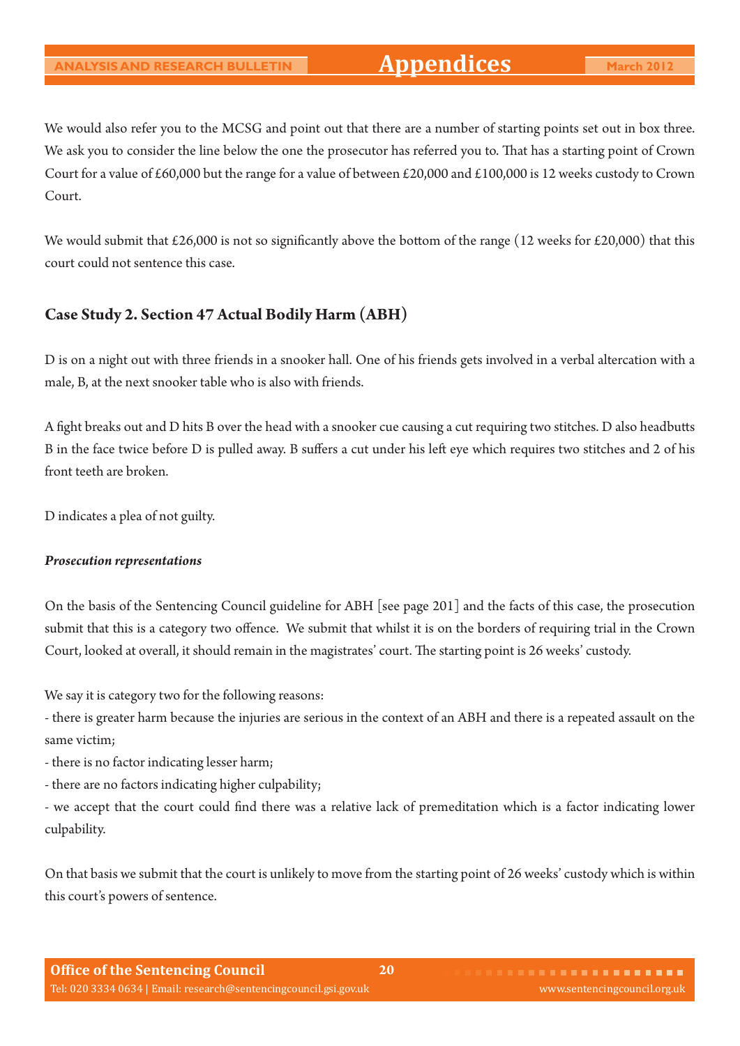We would also refer you to the MCSG and point out that there are a number of starting points set out in box three. We ask you to consider the line below the one the prosecutor has referred you to. That has a starting point of Crown Court for a value of £60,000 but the range for a value of between £20,000 and £100,000 is 12 weeks custody to Crown Court.

We would submit that £26,000 is not so significantly above the bottom of the range (12 weeks for £20,000) that this court could not sentence this case.

## Case Study 2. Section 47 Actual Bodily Harm (ABH)

D is on a night out with three friends in a snooker hall. One of his friends gets involved in a verbal altercation with a male, B, at the next snooker table who is also with friends.

A fight breaks out and D hits B over the head with a snooker cue causing a cut requiring two stitches. D also headbutts B in the face twice before D is pulled away. B suffers a cut under his left eye which requires two stitches and 2 of his front teeth are broken.

D indicates a plea of not guilty.

***Prosecution representations***

On the basis of the Sentencing Council guideline for ABH [see page 201] and the facts of this case, the prosecution submit that this is a category two offence. We submit that whilst it is on the borders of requiring trial in the Crown Court, looked at overall, it should remain in the magistrates' court. The starting point is 26 weeks' custody.

We say it is category two for the following reasons:

- there is greater harm because the injuries are serious in the context of an ABH and there is a repeated assault on the same victim;
- there is no factor indicating lesser harm;
- there are no factors indicating higher culpability;
- we accept that the court could find there was a relative lack of premeditation which is a factor indicating lower culpability.

On that basis we submit that the court is unlikely to move from the starting point of 26 weeks' custody which is within this court's powers of sentence.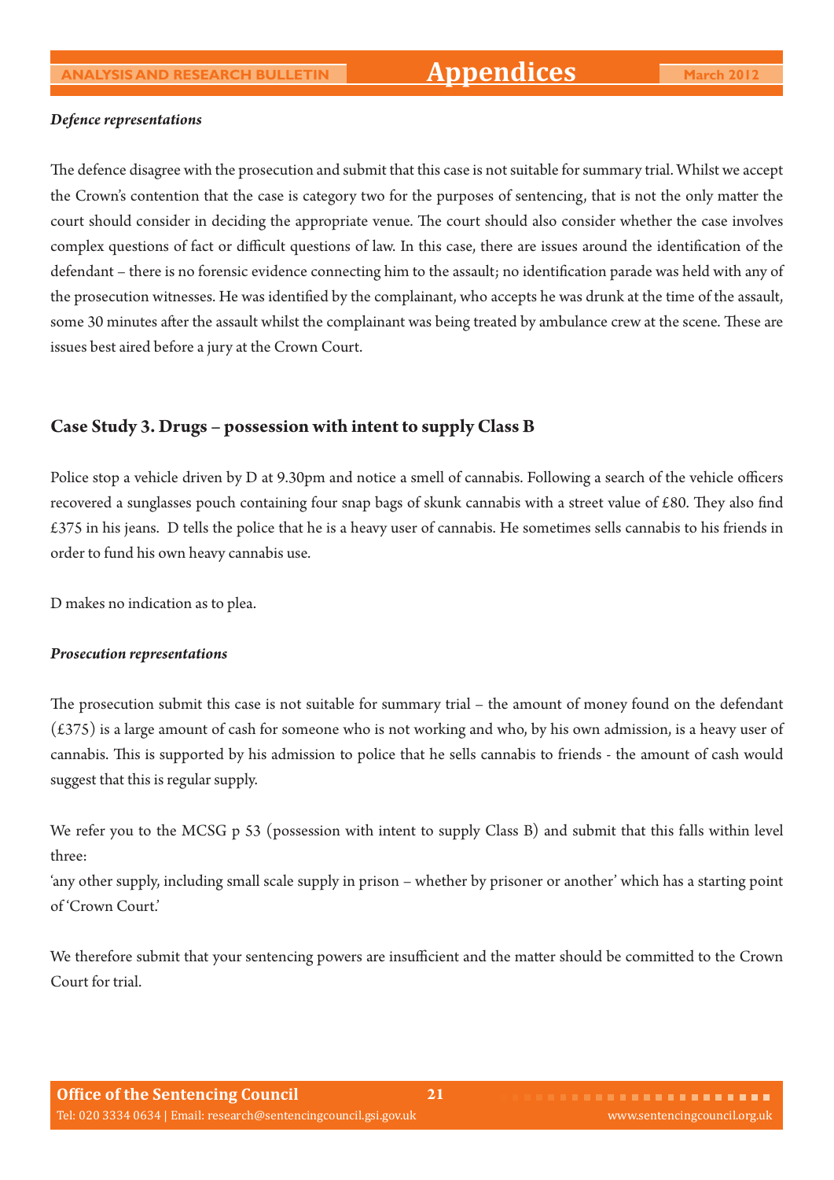### *Defence representations*

The defence disagree with the prosecution and submit that this case is not suitable for summary trial. Whilst we accept the Crown's contention that the case is category two for the purposes of sentencing, that is not the only matter the court should consider in deciding the appropriate venue. The court should also consider whether the case involves complex questions of fact or difficult questions of law. In this case, there are issues around the identification of the defendant – there is no forensic evidence connecting him to the assault; no identification parade was held with any of the prosecution witnesses. He was identified by the complainant, who accepts he was drunk at the time of the assault, some 30 minutes after the assault whilst the complainant was being treated by ambulance crew at the scene. These are issues best aired before a jury at the Crown Court.

## Case Study 3. Drugs – possession with intent to supply Class B

Police stop a vehicle driven by D at 9.30pm and notice a smell of cannabis. Following a search of the vehicle officers recovered a sunglasses pouch containing four snap bags of skunk cannabis with a street value of £80. They also find £375 in his jeans. D tells the police that he is a heavy user of cannabis. He sometimes sells cannabis to his friends in order to fund his own heavy cannabis use.

D makes no indication as to plea.

### *Prosecution representations*

The prosecution submit this case is not suitable for summary trial – the amount of money found on the defendant (£375) is a large amount of cash for someone who is not working and who, by his own admission, is a heavy user of cannabis. This is supported by his admission to police that he sells cannabis to friends - the amount of cash would suggest that this is regular supply.

We refer you to the MCSG p 53 (possession with intent to supply Class B) and submit that this falls within level three:
'any other supply, including small scale supply in prison – whether by prisoner or another' which has a starting point of 'Crown Court.'

We therefore submit that your sentencing powers are insufficient and the matter should be committed to the Crown Court for trial.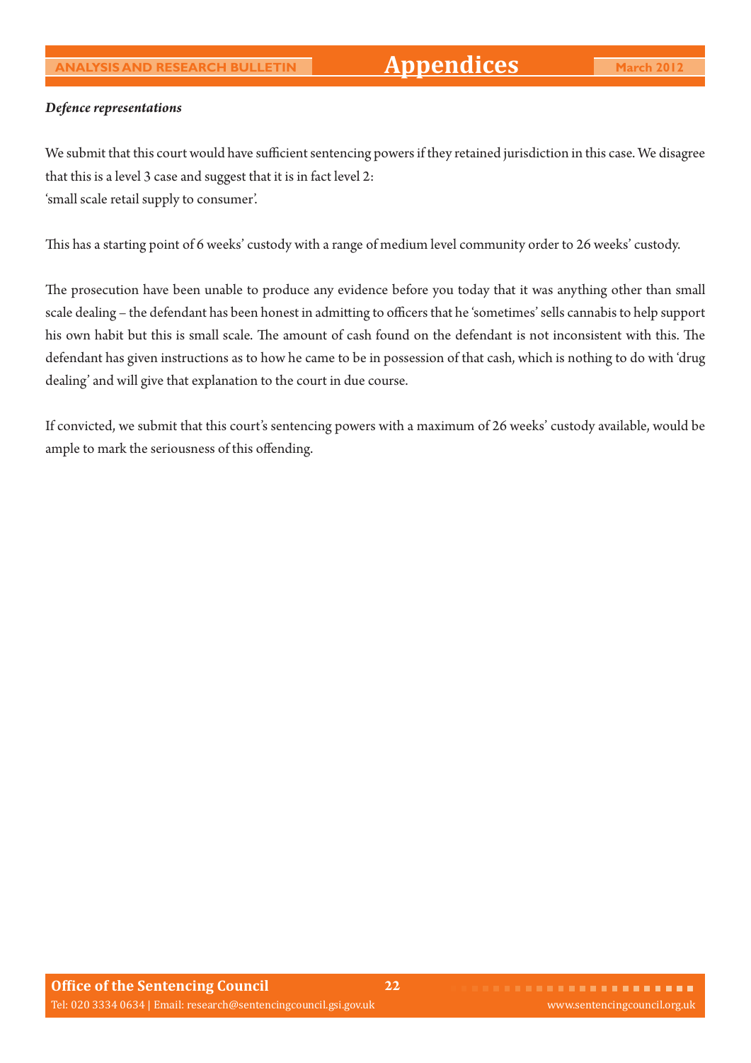*Defence representations*

We submit that this court would have sufficient sentencing powers if they retained jurisdiction in this case. We disagree that this is a level 3 case and suggest that it is in fact level 2:
'small scale retail supply to consumer'.

This has a starting point of 6 weeks' custody with a range of medium level community order to 26 weeks' custody.

The prosecution have been unable to produce any evidence before you today that it was anything other than small scale dealing – the defendant has been honest in admitting to officers that he 'sometimes' sells cannabis to help support his own habit but this is small scale. The amount of cash found on the defendant is not inconsistent with this. The defendant has given instructions as to how he came to be in possession of that cash, which is nothing to do with 'drug dealing' and will give that explanation to the court in due course.

If convicted, we submit that this court's sentencing powers with a maximum of 26 weeks' custody available, would be ample to mark the seriousness of this offending.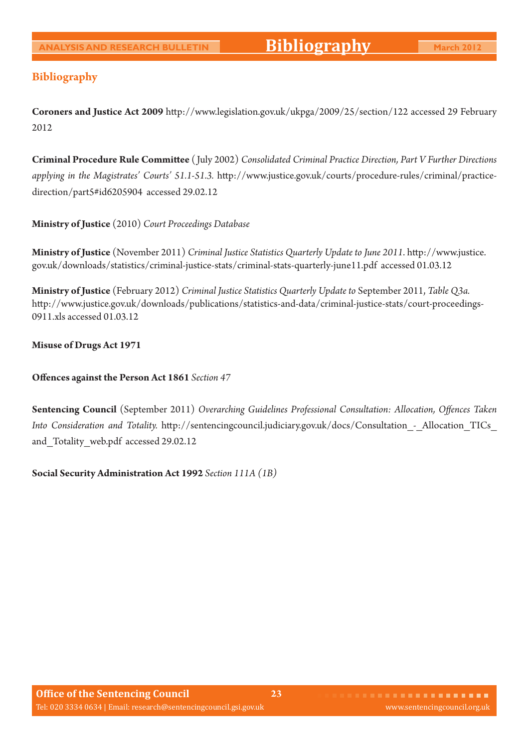## Bibliography

**Coroners and Justice Act 2009** http://www.legislation.gov.uk/ukpga/2009/25/section/122 accessed 29 February 2012

**Criminal Procedure Rule Committee** (July 2002) *Consolidated Criminal Practice Direction, Part V Further Directions applying in the Magistrates' Courts' 51.1-51.3.* http://www.justice.gov.uk/courts/procedure-rules/criminal/practice-direction/part5#id6205904 accessed 29.02.12

**Ministry of Justice** (2010) *Court Proceedings Database*

**Ministry of Justice** (November 2011) *Criminal Justice Statistics Quarterly Update to June 2011.* http://www.justice.gov.uk/downloads/statistics/criminal-justice-stats/criminal-stats-quarterly-june11.pdf accessed 01.03.12

**Ministry of Justice** (February 2012) *Criminal Justice Statistics Quarterly Update to* September 2011, *Table Q3a.* http://www.justice.gov.uk/downloads/publications/statistics-and-data/criminal-justice-stats/court-proceedings-0911.xls accessed 01.03.12

**Misuse of Drugs Act 1971**

**Offences against the Person Act 1861** *Section 47*

**Sentencing Council** (September 2011) *Overarching Guidelines Professional Consultation: Allocation, Offences Taken Into Consideration and Totality.* http://sentencingcouncil.judiciary.gov.uk/docs/Consultation_-_Allocation_TICs_and_Totality_web.pdf accessed 29.02.12

**Social Security Administration Act 1992** *Section 111A (1B)*